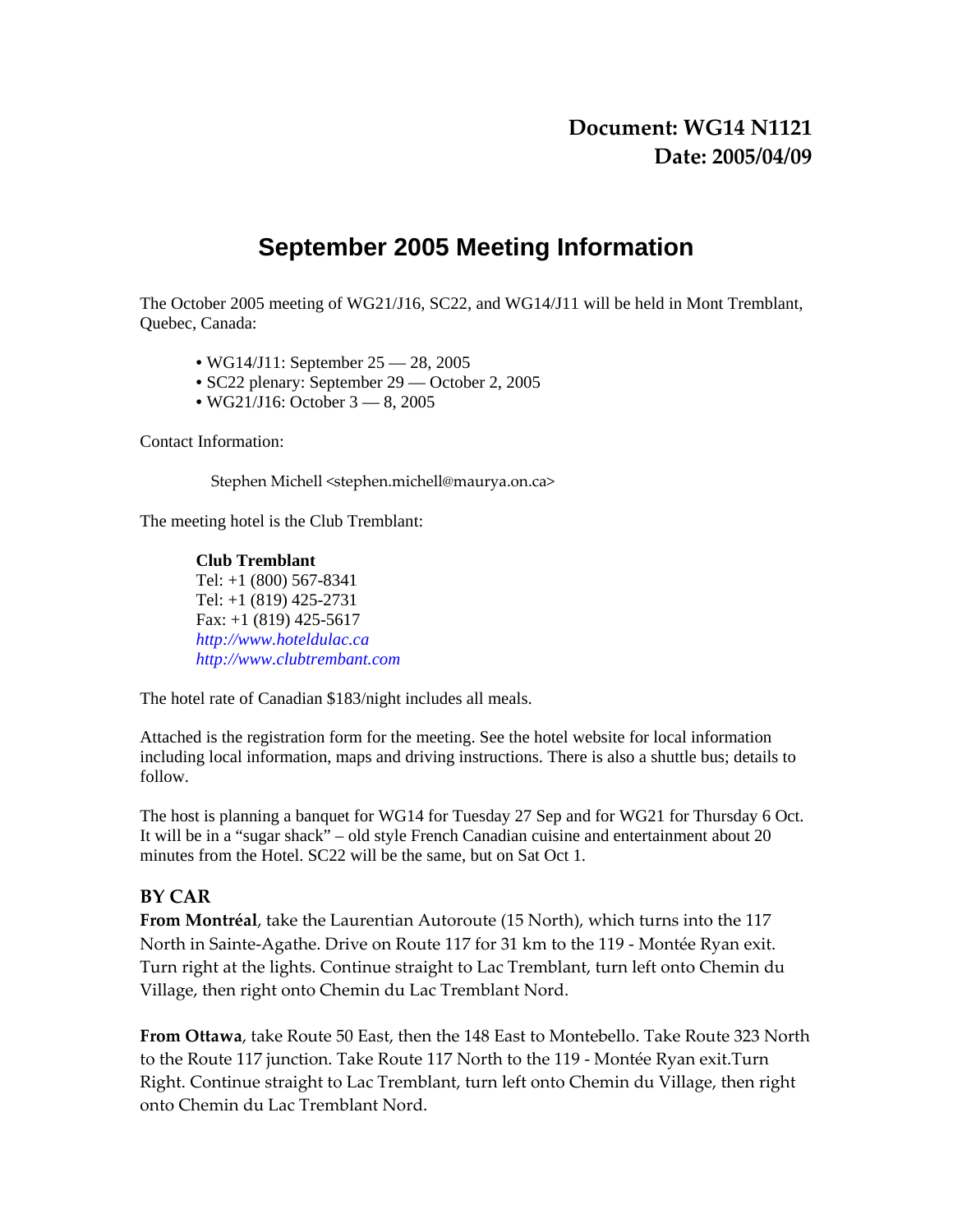**Document: WG14 N1121**
**Date: 2005/04/09**

# September 2005 Meeting Information

The October 2005 meeting of WG21/J16, SC22, and WG14/J11 will be held in Mont Tremblant, Quebec, Canada:

- WG14/J11: September 25 — 28, 2005
- SC22 plenary: September 29 — October 2, 2005
- WG21/J16: October 3 — 8, 2005

Contact Information:

Stephen Michell <stephen.michell@maurya.on.ca>

The meeting hotel is the Club Tremblant:

**Club Tremblant**
Tel: +1 (800) 567-8341
Tel: +1 (819) 425-2731
Fax: +1 (819) 425-5617
*http://www.hoteldulac.ca*
*http://www.clubtrembant.com*

The hotel rate of Canadian $183/night includes all meals.

Attached is the registration form for the meeting. See the hotel website for local information including local information, maps and driving instructions. There is also a shuttle bus; details to follow.

The host is planning a banquet for WG14 for Tuesday 27 Sep and for WG21 for Thursday 6 Oct. It will be in a "sugar shack" – old style French Canadian cuisine and entertainment about 20 minutes from the Hotel. SC22 will be the same, but on Sat Oct 1.

## BY CAR

**From Montréal**, take the Laurentian Autoroute (15 North), which turns into the 117 North in Sainte-Agathe. Drive on Route 117 for 31 km to the 119 - Montée Ryan exit. Turn right at the lights. Continue straight to Lac Tremblant, turn left onto Chemin du Village, then right onto Chemin du Lac Tremblant Nord.

**From Ottawa**, take Route 50 East, then the 148 East to Montebello. Take Route 323 North to the Route 117 junction. Take Route 117 North to the 119 - Montée Ryan exit.Turn Right. Continue straight to Lac Tremblant, turn left onto Chemin du Village, then right onto Chemin du Lac Tremblant Nord.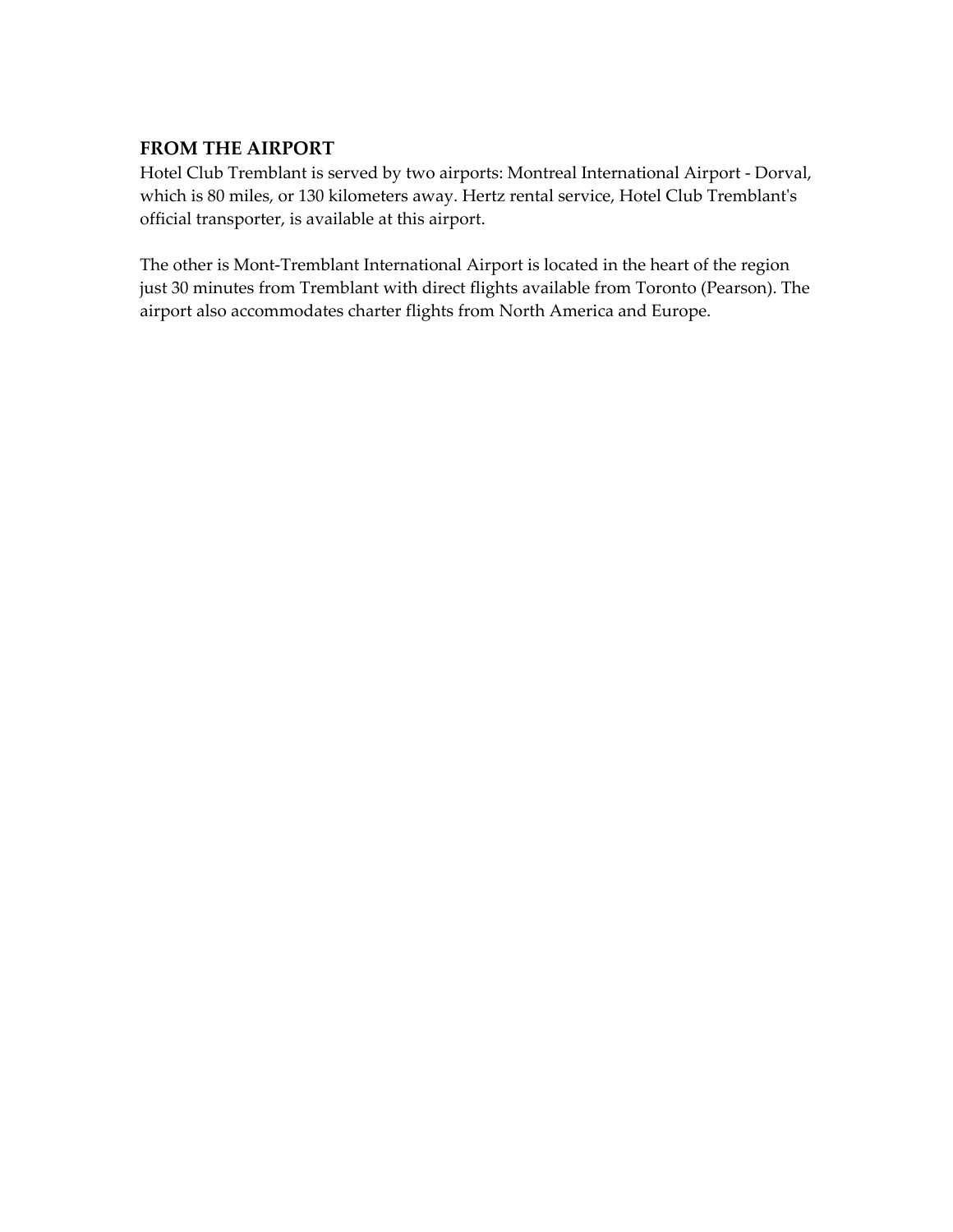**FROM THE AIRPORT**

Hotel Club Tremblant is served by two airports: Montreal International Airport - Dorval, which is 80 miles, or 130 kilometers away. Hertz rental service, Hotel Club Tremblant's official transporter, is available at this airport.

The other is Mont-Tremblant International Airport is located in the heart of the region just 30 minutes from Tremblant with direct flights available from Toronto (Pearson). The airport also accommodates charter flights from North America and Europe.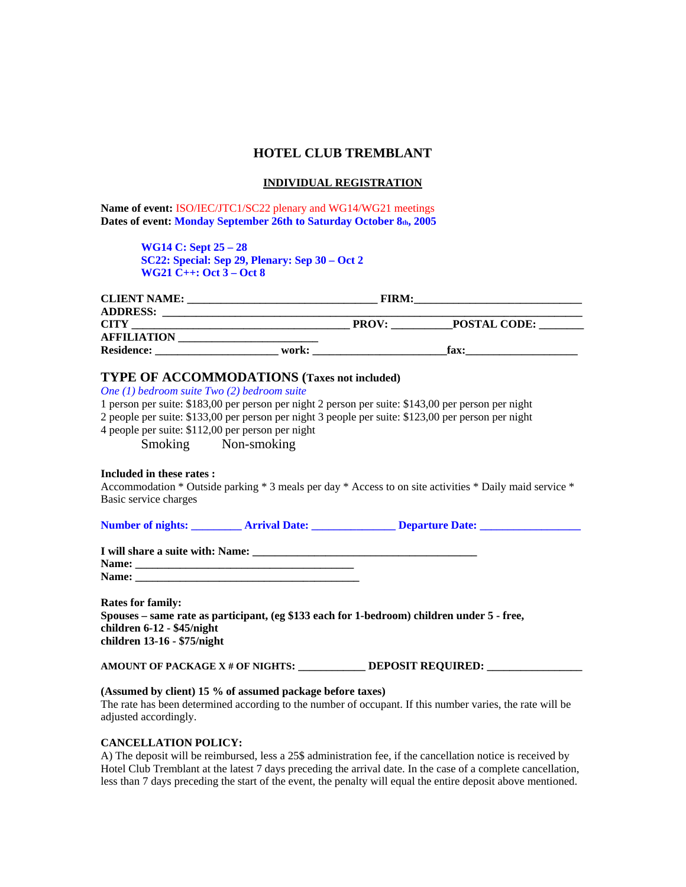# HOTEL CLUB TREMBLANT

## INDIVIDUAL REGISTRATION

**Name of event:** ISO/IEC/JTC1/SC22 plenary and WG14/WG21 meetings
**Dates of event: Monday September 26th to Saturday October 8th, 2005**

> **WG14 C: Sept 25 – 28**
> **SC22: Special: Sep 29, Plenary: Sep 30 – Oct 2**
> **WG21 C++: Oct 3 – Oct 8**

**CLIENT NAME:** ________________________________ **FIRM:**_____________________________
**ADDRESS:** ______________________________________________________________________
**CITY** ____________________________________ **PROV:** __________**POSTAL CODE:** _______
**AFFILIATION** _______________________
**Residence:** _____________________ **work:** _______________________**fax:**___________________

## TYPE OF ACCOMMODATIONS (Taxes not included)

*One (1) bedroom suite Two (2) bedroom suite*

1 person per suite: $183,00 per person per night 2 person per suite: $143,00 per person per night
2 people per suite: $133,00 per person per night 3 people per suite: $123,00 per person per night
4 people per suite: $112,00 per person per night

Smoking Non-smoking

**Included in these rates :**
Accommodation * Outside parking * 3 meals per day * Access to on site activities * Daily maid service * Basic service charges

**Number of nights:** ________ **Arrival Date:** ______________ **Departure Date:** _________________

**I will share a suite with: Name:** ________________________________________
**Name:** ______________________________________
**Name:** ________________________________________

**Rates for family:**
**Spouses – same rate as participant, (eg $133 each for 1-bedroom) children under 5 - free,**
**children 6-12 - $45/night**
**children 13-16 - $75/night**

**AMOUNT OF PACKAGE X # OF NIGHTS:** ____________ **DEPOSIT REQUIRED:** ________________

**(Assumed by client) 15 % of assumed package before taxes)**
The rate has been determined according to the number of occupant. If this number varies, the rate will be adjusted accordingly.

**CANCELLATION POLICY:**
A) The deposit will be reimbursed, less a 25$ administration fee, if the cancellation notice is received by Hotel Club Tremblant at the latest 7 days preceding the arrival date. In the case of a complete cancellation, less than 7 days preceding the start of the event, the penalty will equal the entire deposit above mentioned.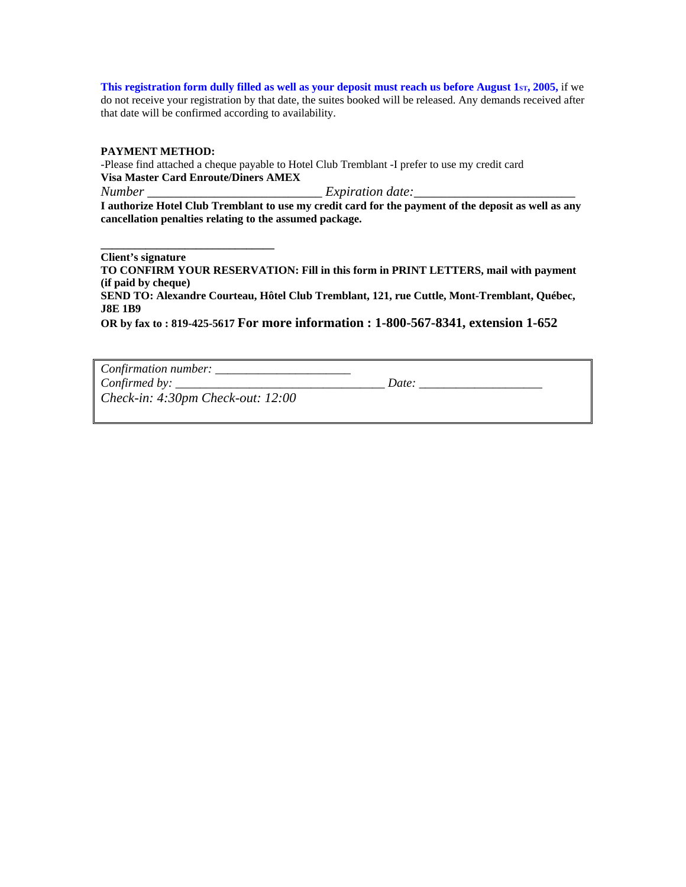**This registration form dully filled as well as your deposit must reach us before August 1st, 2005,** if we do not receive your registration by that date, the suites booked will be released. Any demands received after that date will be confirmed according to availability.

**PAYMENT METHOD:**

-Please find attached a cheque payable to Hotel Club Tremblant -I prefer to use my credit card

**Visa Master Card Enroute/Diners AMEX**

*Number* ___________________________ *Expiration date:*_________________________

**I authorize Hotel Club Tremblant to use my credit card for the payment of the deposit as well as any cancellation penalties relating to the assumed package.**

___________________________

**Client's signature**

**TO CONFIRM YOUR RESERVATION: Fill in this form in PRINT LETTERS, mail with payment (if paid by cheque)**

**SEND TO: Alexandre Courteau, Hôtel Club Tremblant, 121, rue Cuttle, Mont-Tremblant, Québec, J8E 1B9**

**OR by fax to : 819-425-5617 For more information : 1-800-567-8341, extension 1-652**

*Confirmation number:* _____________________

*Confirmed by:* ________________________________ *Date:* ___________________

*Check-in: 4:30pm Check-out: 12:00*